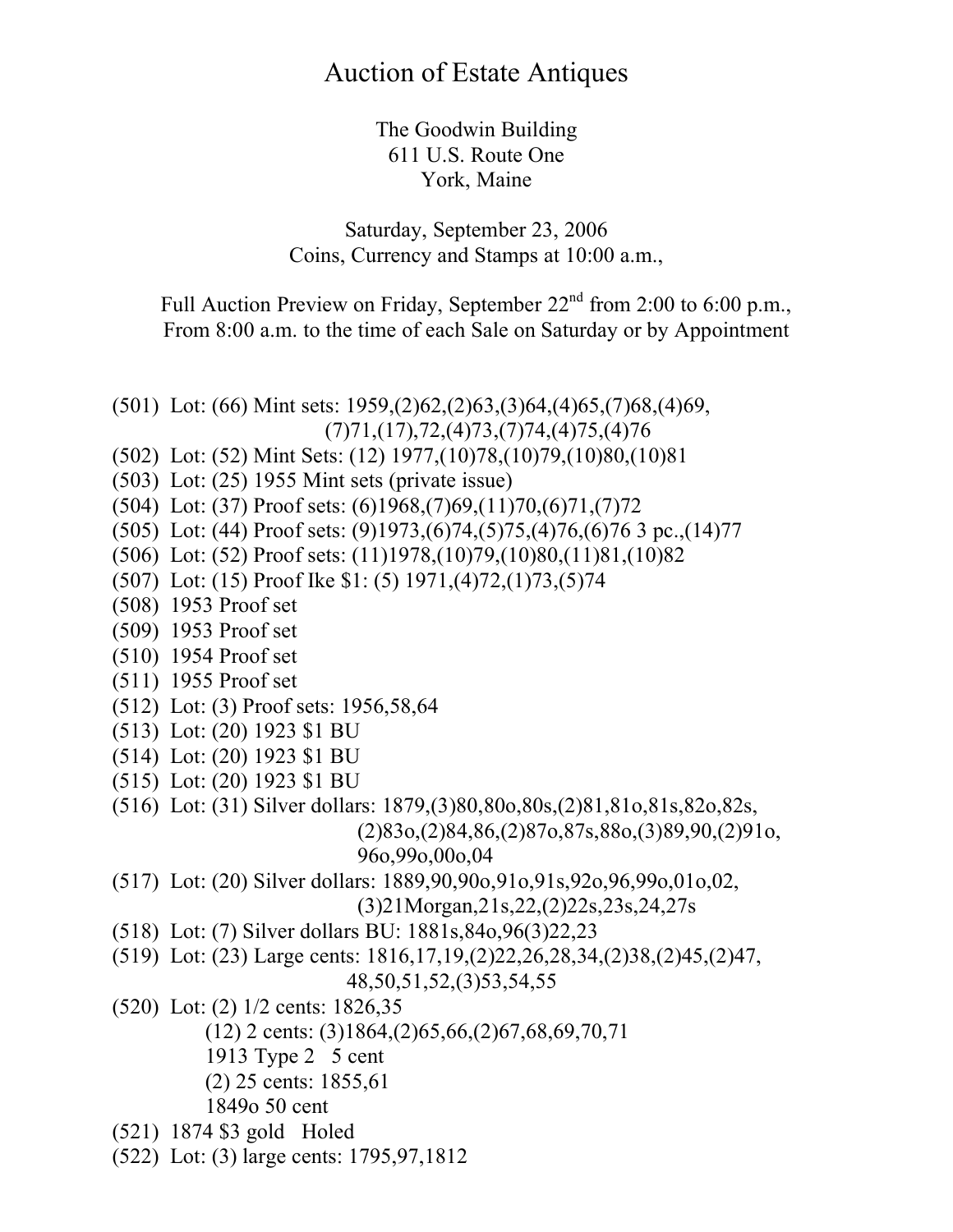# Auction of Estate Antiques

The Goodwin Building
611 U.S. Route One
York, Maine

Saturday, September 23, 2006
Coins, Currency and Stamps at 10:00 a.m.,

Full Auction Preview on Friday, September 22nd from 2:00 to 6:00 p.m.,
From 8:00 a.m. to the time of each Sale on Saturday or by Appointment

(501) Lot: (66) Mint sets: 1959,(2)62,(2)63,(3)64,(4)65,(7)68,(4)69,
(7)71,(17),72,(4)73,(7)74,(4)75,(4)76

(502) Lot: (52) Mint Sets: (12) 1977,(10)78,(10)79,(10)80,(10)81

(503) Lot: (25) 1955 Mint sets (private issue)

(504) Lot: (37) Proof sets: (6)1968,(7)69,(11)70,(6)71,(7)72

(505) Lot: (44) Proof sets: (9)1973,(6)74,(5)75,(4)76,(6)76 3 pc.,(14)77

(506) Lot: (52) Proof sets: (11)1978,(10)79,(10)80,(11)81,(10)82

(507) Lot: (15) Proof Ike $1: (5) 1971,(4)72,(1)73,(5)74

(508) 1953 Proof set

(509) 1953 Proof set

(510) 1954 Proof set

(511) 1955 Proof set

(512) Lot: (3) Proof sets: 1956,58,64

(513) Lot: (20) 1923 $1 BU

(514) Lot: (20) 1923 $1 BU

(515) Lot: (20) 1923 $1 BU

(516) Lot: (31) Silver dollars: 1879,(3)80,80o,80s,(2)81,81o,81s,82o,82s,
(2)83o,(2)84,86,(2)87o,87s,88o,(3)89,90,(2)91o,
96o,99o,00o,04

(517) Lot: (20) Silver dollars: 1889,90,90o,91o,91s,92o,96,99o,01o,02,
(3)21Morgan,21s,22,(2)22s,23s,24,27s

(518) Lot: (7) Silver dollars BU: 1881s,84o,96(3)22,23

(519) Lot: (23) Large cents: 1816,17,19,(2)22,26,28,34,(2)38,(2)45,(2)47,
48,50,51,52,(3)53,54,55

(520) Lot: (2) 1/2 cents: 1826,35
(12) 2 cents: (3)1864,(2)65,66,(2)67,68,69,70,71
1913 Type 2 5 cent
(2) 25 cents: 1855,61
1849o 50 cent

(521) 1874 $3 gold Holed

(522) Lot: (3) large cents: 1795,97,1812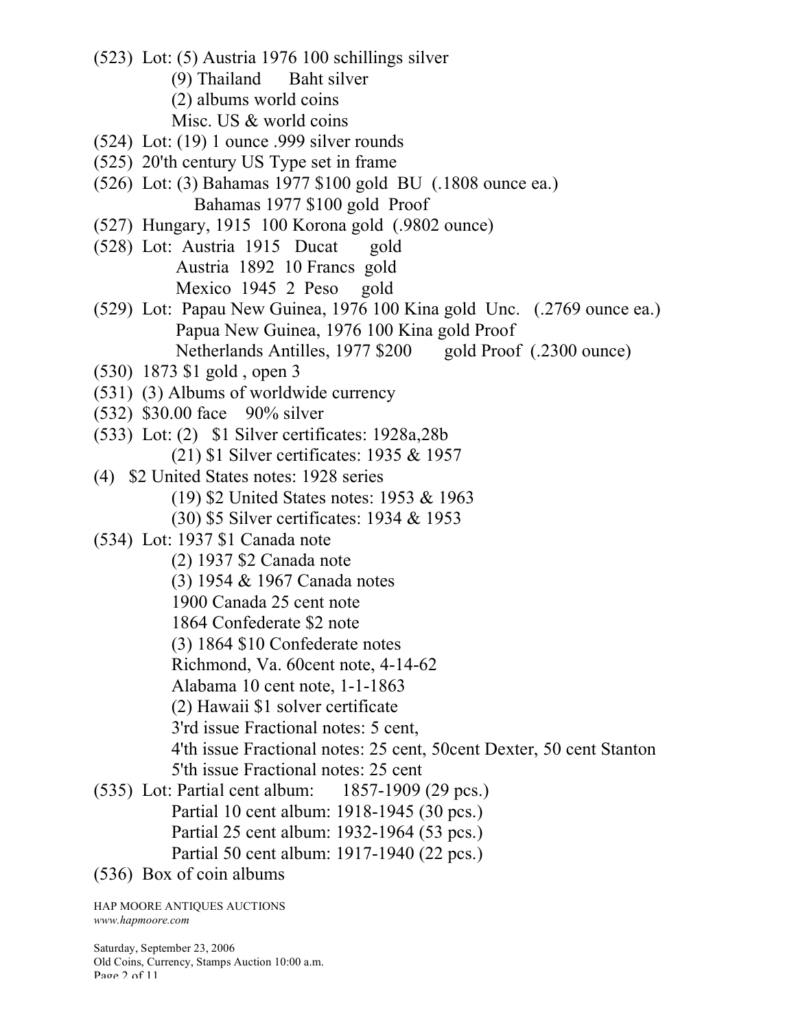(523) Lot: (5) Austria 1976 100 schillings silver
(9) Thailand Baht silver
(2) albums world coins
Misc. US & world coins

(524) Lot: (19) 1 ounce .999 silver rounds

(525) 20'th century US Type set in frame

(526) Lot: (3) Bahamas 1977 $100 gold BU (.1808 ounce ea.)
Bahamas 1977 $100 gold Proof

(527) Hungary, 1915 100 Korona gold (.9802 ounce)

(528) Lot: Austria 1915 Ducat gold
Austria 1892 10 Francs gold
Mexico 1945 2 Peso gold

(529) Lot: Papau New Guinea, 1976 100 Kina gold Unc. (.2769 ounce ea.)
Papua New Guinea, 1976 100 Kina gold Proof
Netherlands Antilles, 1977 $200 gold Proof (.2300 ounce)

(530) 1873 $1 gold , open 3

(531) (3) Albums of worldwide currency

(532) $30.00 face 90% silver

(533) Lot: (2) $1 Silver certificates: 1928a,28b
(21) $1 Silver certificates: 1935 & 1957
(4) $2 United States notes: 1928 series
(19) $2 United States notes: 1953 & 1963
(30) $5 Silver certificates: 1934 & 1953

(534) Lot: 1937 $1 Canada note
(2) 1937 $2 Canada note
(3) 1954 & 1967 Canada notes
1900 Canada 25 cent note
1864 Confederate $2 note
(3) 1864 $10 Confederate notes
Richmond, Va. 60cent note, 4-14-62
Alabama 10 cent note, 1-1-1863
(2) Hawaii $1 solver certificate
3'rd issue Fractional notes: 5 cent,
4'th issue Fractional notes: 25 cent, 50cent Dexter, 50 cent Stanton
5'th issue Fractional notes: 25 cent

(535) Lot: Partial cent album: 1857-1909 (29 pcs.)
Partial 10 cent album: 1918-1945 (30 pcs.)
Partial 25 cent album: 1932-1964 (53 pcs.)
Partial 50 cent album: 1917-1940 (22 pcs.)

(536) Box of coin albums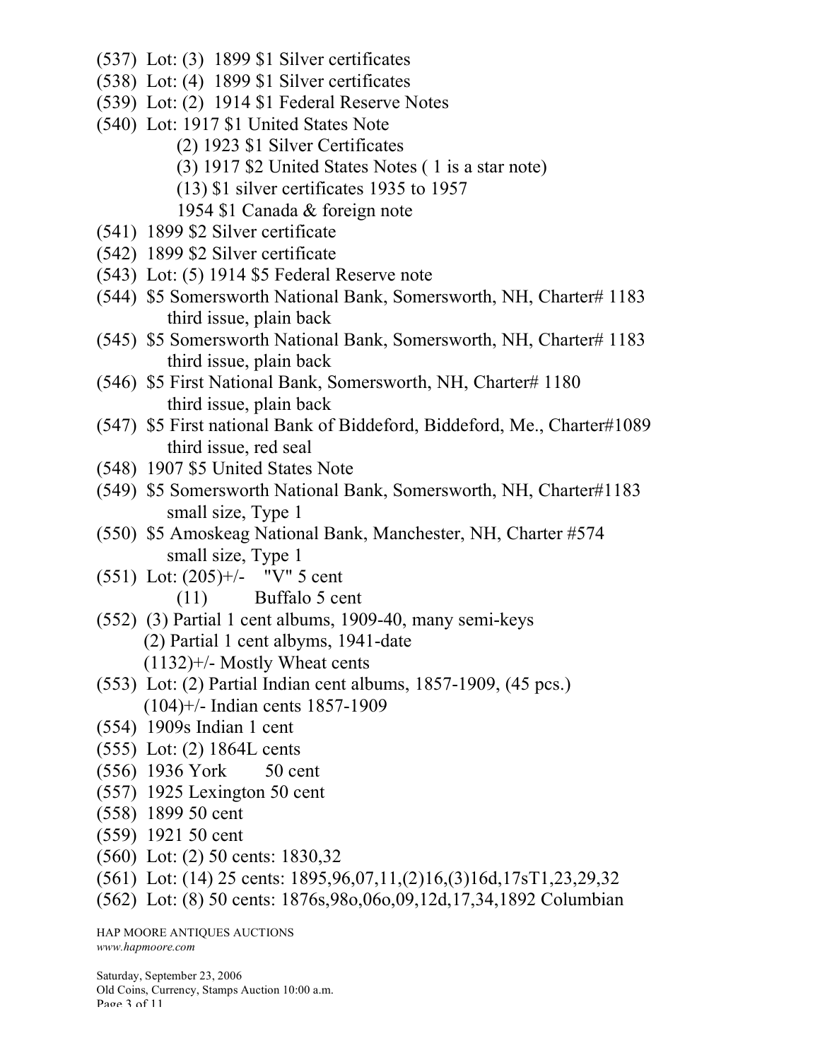(537) Lot: (3) 1899 $1 Silver certificates
(538) Lot: (4) 1899 $1 Silver certificates
(539) Lot: (2) 1914 $1 Federal Reserve Notes
(540) Lot: 1917 $1 United States Note
    (2) 1923 $1 Silver Certificates
    (3) 1917 $2 United States Notes ( 1 is a star note)
    (13) $1 silver certificates 1935 to 1957
    1954 $1 Canada & foreign note
(541) 1899 $2 Silver certificate
(542) 1899 $2 Silver certificate
(543) Lot: (5) 1914 $5 Federal Reserve note
(544) $5 Somersworth National Bank, Somersworth, NH, Charter# 1183
    third issue, plain back
(545) $5 Somersworth National Bank, Somersworth, NH, Charter# 1183
    third issue, plain back
(546) $5 First National Bank, Somersworth, NH, Charter# 1180
    third issue, plain back
(547) $5 First national Bank of Biddeford, Biddeford, Me., Charter#1089
    third issue, red seal
(548) 1907 $5 United States Note
(549) $5 Somersworth National Bank, Somersworth, NH, Charter#1183
    small size, Type 1
(550) $5 Amoskeag National Bank, Manchester, NH, Charter #574
    small size, Type 1
(551) Lot: (205)+/- "V" 5 cent
    (11) Buffalo 5 cent
(552) (3) Partial 1 cent albums, 1909-40, many semi-keys
    (2) Partial 1 cent albyms, 1941-date
    (1132)+/- Mostly Wheat cents
(553) Lot: (2) Partial Indian cent albums, 1857-1909, (45 pcs.)
    (104)+/- Indian cents 1857-1909
(554) 1909s Indian 1 cent
(555) Lot: (2) 1864L cents
(556) 1936 York 50 cent
(557) 1925 Lexington 50 cent
(558) 1899 50 cent
(559) 1921 50 cent
(560) Lot: (2) 50 cents: 1830,32
(561) Lot: (14) 25 cents: 1895,96,07,11,(2)16,(3)16d,17sT1,23,29,32
(562) Lot: (8) 50 cents: 1876s,98o,06o,09,12d,17,34,1892 Columbian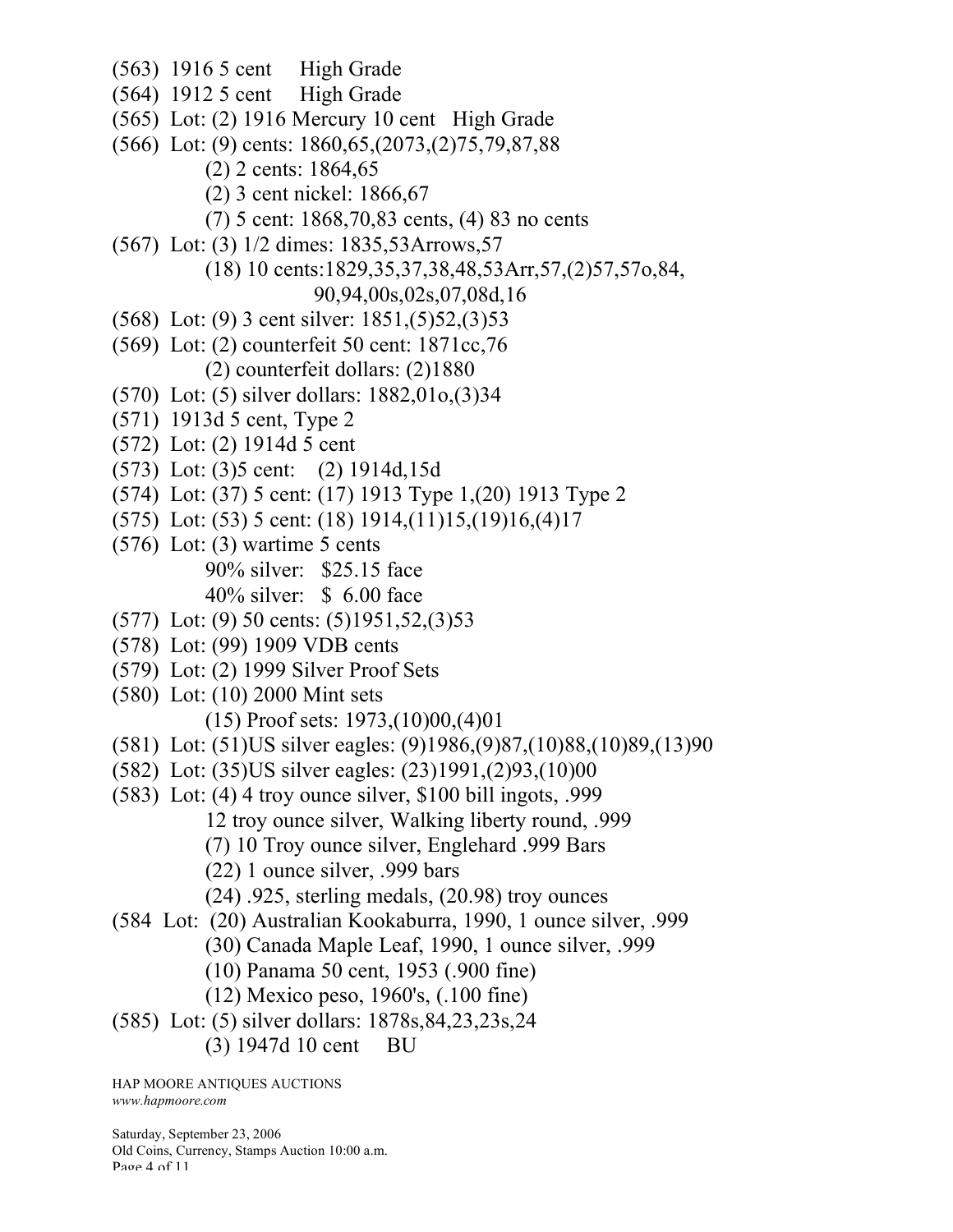(563) 1916 5 cent High Grade

(564) 1912 5 cent High Grade

(565) Lot: (2) 1916 Mercury 10 cent High Grade

(566) Lot: (9) cents: 1860,65,(2073,(2)75,79,87,88
- (2) 2 cents: 1864,65
- (2) 3 cent nickel: 1866,67
- (7) 5 cent: 1868,70,83 cents, (4) 83 no cents

(567) Lot: (3) 1/2 dimes: 1835,53Arrows,57
- (18) 10 cents:1829,35,37,38,48,53Arr,57,(2)57,57o,84, 90,94,00s,02s,07,08d,16

(568) Lot: (9) 3 cent silver: 1851,(5)52,(3)53

(569) Lot: (2) counterfeit 50 cent: 1871cc,76
- (2) counterfeit dollars: (2)1880

(570) Lot: (5) silver dollars: 1882,01o,(3)34

(571) 1913d 5 cent, Type 2

(572) Lot: (2) 1914d 5 cent

(573) Lot: (3)5 cent: (2) 1914d,15d

(574) Lot: (37) 5 cent: (17) 1913 Type 1,(20) 1913 Type 2

(575) Lot: (53) 5 cent: (18) 1914,(11)15,(19)16,(4)17

(576) Lot: (3) wartime 5 cents
- 90% silver: $25.15 face
- 40% silver: $ 6.00 face

(577) Lot: (9) 50 cents: (5)1951,52,(3)53

(578) Lot: (99) 1909 VDB cents

(579) Lot: (2) 1999 Silver Proof Sets

(580) Lot: (10) 2000 Mint sets
- (15) Proof sets: 1973,(10)00,(4)01

(581) Lot: (51)US silver eagles: (9)1986,(9)87,(10)88,(10)89,(13)90

(582) Lot: (35)US silver eagles: (23)1991,(2)93,(10)00

(583) Lot: (4) 4 troy ounce silver, $100 bill ingots, .999
- 12 troy ounce silver, Walking liberty round, .999
- (7) 10 Troy ounce silver, Englehard .999 Bars
- (22) 1 ounce silver, .999 bars
- (24) .925, sterling medals, (20.98) troy ounces

(584 Lot: (20) Australian Kookaburra, 1990, 1 ounce silver, .999
- (30) Canada Maple Leaf, 1990, 1 ounce silver, .999
- (10) Panama 50 cent, 1953 (.900 fine)
- (12) Mexico peso, 1960's, (.100 fine)

(585) Lot: (5) silver dollars: 1878s,84,23,23s,24
- (3) 1947d 10 cent BU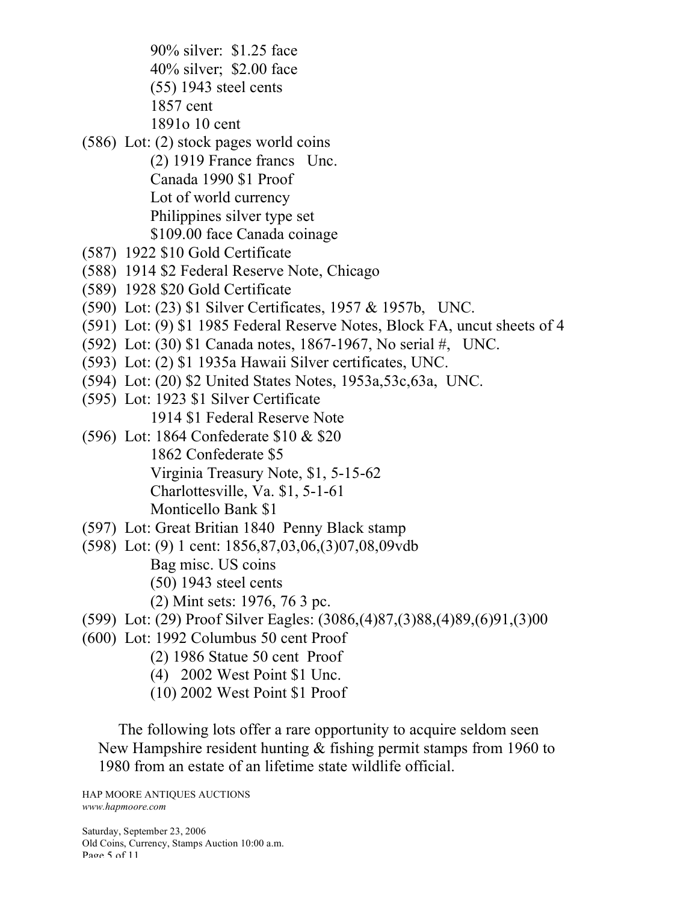90% silver: $1.25 face
40% silver; $2.00 face
(55) 1943 steel cents
1857 cent
1891o 10 cent

(586) Lot: (2) stock pages world coins
(2) 1919 France francs Unc.
Canada 1990 $1 Proof
Lot of world currency
Philippines silver type set
$109.00 face Canada coinage

(587) 1922 $10 Gold Certificate

(588) 1914 $2 Federal Reserve Note, Chicago

(589) 1928 $20 Gold Certificate

(590) Lot: (23) $1 Silver Certificates, 1957 & 1957b, UNC.

(591) Lot: (9) $1 1985 Federal Reserve Notes, Block FA, uncut sheets of 4

(592) Lot: (30) $1 Canada notes, 1867-1967, No serial #, UNC.

(593) Lot: (2) $1 1935a Hawaii Silver certificates, UNC.

(594) Lot: (20) $2 United States Notes, 1953a,53c,63a, UNC.

(595) Lot: 1923 $1 Silver Certificate
1914 $1 Federal Reserve Note

(596) Lot: 1864 Confederate $10 & $20
1862 Confederate $5
Virginia Treasury Note, $1, 5-15-62
Charlottesville, Va. $1, 5-1-61
Monticello Bank $1

(597) Lot: Great Britian 1840 Penny Black stamp

(598) Lot: (9) 1 cent: 1856,87,03,06,(3)07,08,09vdb
Bag misc. US coins
(50) 1943 steel cents
(2) Mint sets: 1976, 76 3 pc.

(599) Lot: (29) Proof Silver Eagles: (3086,(4)87,(3)88,(4)89,(6)91,(3)00

(600) Lot: 1992 Columbus 50 cent Proof
(2) 1986 Statue 50 cent Proof
(4) 2002 West Point $1 Unc.
(10) 2002 West Point $1 Proof

The following lots offer a rare opportunity to acquire seldom seen New Hampshire resident hunting & fishing permit stamps from 1960 to 1980 from an estate of an lifetime state wildlife official.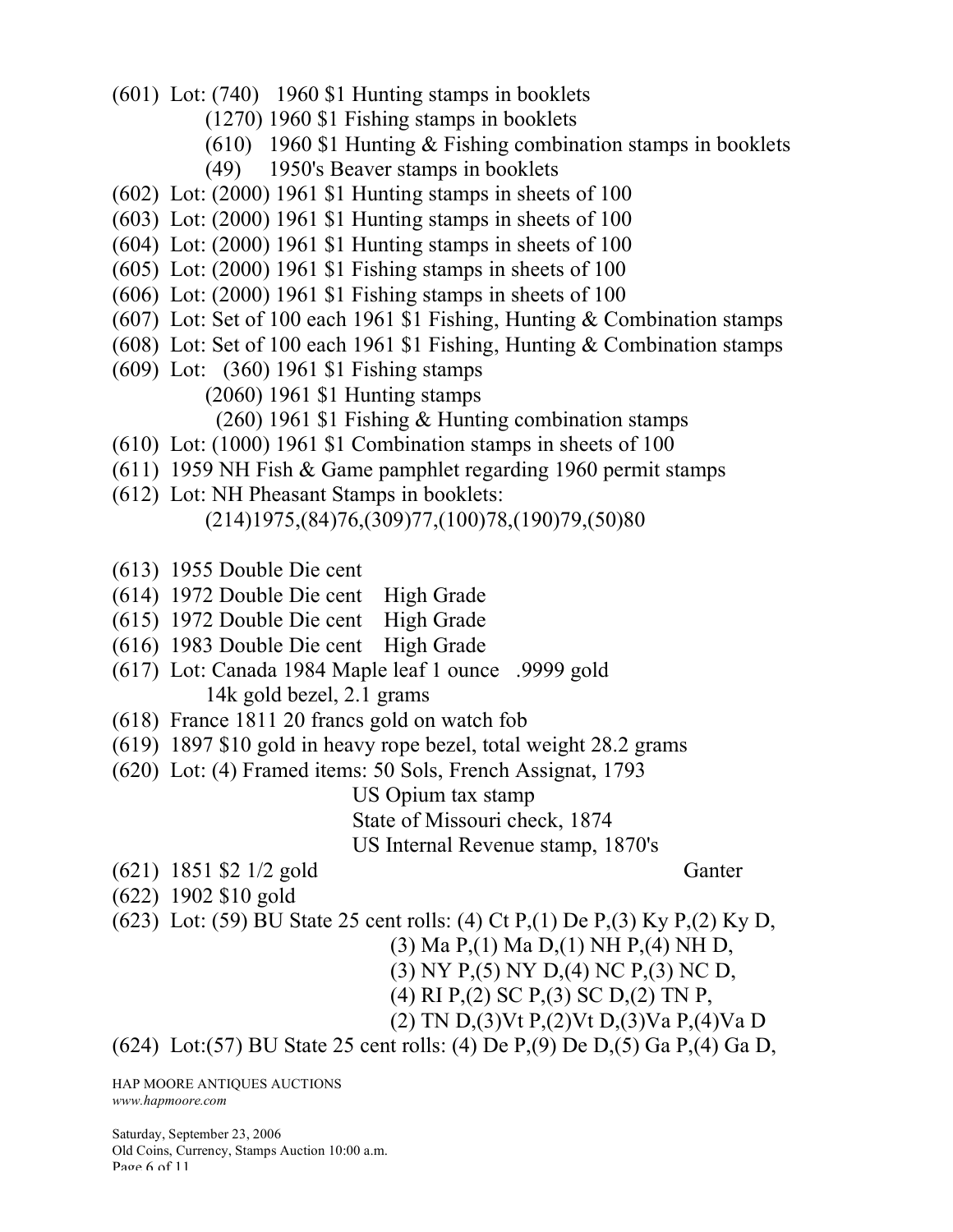(601) Lot: (740) 1960 $1 Hunting stamps in booklets
(1270) 1960 $1 Fishing stamps in booklets
(610) 1960 $1 Hunting & Fishing combination stamps in booklets
(49) 1950's Beaver stamps in booklets

(602) Lot: (2000) 1961 $1 Hunting stamps in sheets of 100

(603) Lot: (2000) 1961 $1 Hunting stamps in sheets of 100

(604) Lot: (2000) 1961 $1 Hunting stamps in sheets of 100

(605) Lot: (2000) 1961 $1 Fishing stamps in sheets of 100

(606) Lot: (2000) 1961 $1 Fishing stamps in sheets of 100

(607) Lot: Set of 100 each 1961 $1 Fishing, Hunting & Combination stamps

(608) Lot: Set of 100 each 1961 $1 Fishing, Hunting & Combination stamps

(609) Lot: (360) 1961 $1 Fishing stamps
(2060) 1961 $1 Hunting stamps
(260) 1961 $1 Fishing & Hunting combination stamps

(610) Lot: (1000) 1961 $1 Combination stamps in sheets of 100

(611) 1959 NH Fish & Game pamphlet regarding 1960 permit stamps

(612) Lot: NH Pheasant Stamps in booklets:
(214)1975,(84)76,(309)77,(100)78,(190)79,(50)80

(613) 1955 Double Die cent

(614) 1972 Double Die cent High Grade

(615) 1972 Double Die cent High Grade

(616) 1983 Double Die cent High Grade

(617) Lot: Canada 1984 Maple leaf 1 ounce .9999 gold
14k gold bezel, 2.1 grams

(618) France 1811 20 francs gold on watch fob

(619) 1897 $10 gold in heavy rope bezel, total weight 28.2 grams

(620) Lot: (4) Framed items: 50 Sols, French Assignat, 1793
US Opium tax stamp
State of Missouri check, 1874
US Internal Revenue stamp, 1870's

(621) 1851 $2 1/2 gold Ganter

(622) 1902 $10 gold

(623) Lot: (59) BU State 25 cent rolls: (4) Ct P,(1) De P,(3) Ky P,(2) Ky D,
(3) Ma P,(1) Ma D,(1) NH P,(4) NH D,
(3) NY P,(5) NY D,(4) NC P,(3) NC D,
(4) RI P,(2) SC P,(3) SC D,(2) TN P,
(2) TN D,(3)Vt P,(2)Vt D,(3)Va P,(4)Va D

(624) Lot:(57) BU State 25 cent rolls: (4) De P,(9) De D,(5) Ga P,(4) Ga D,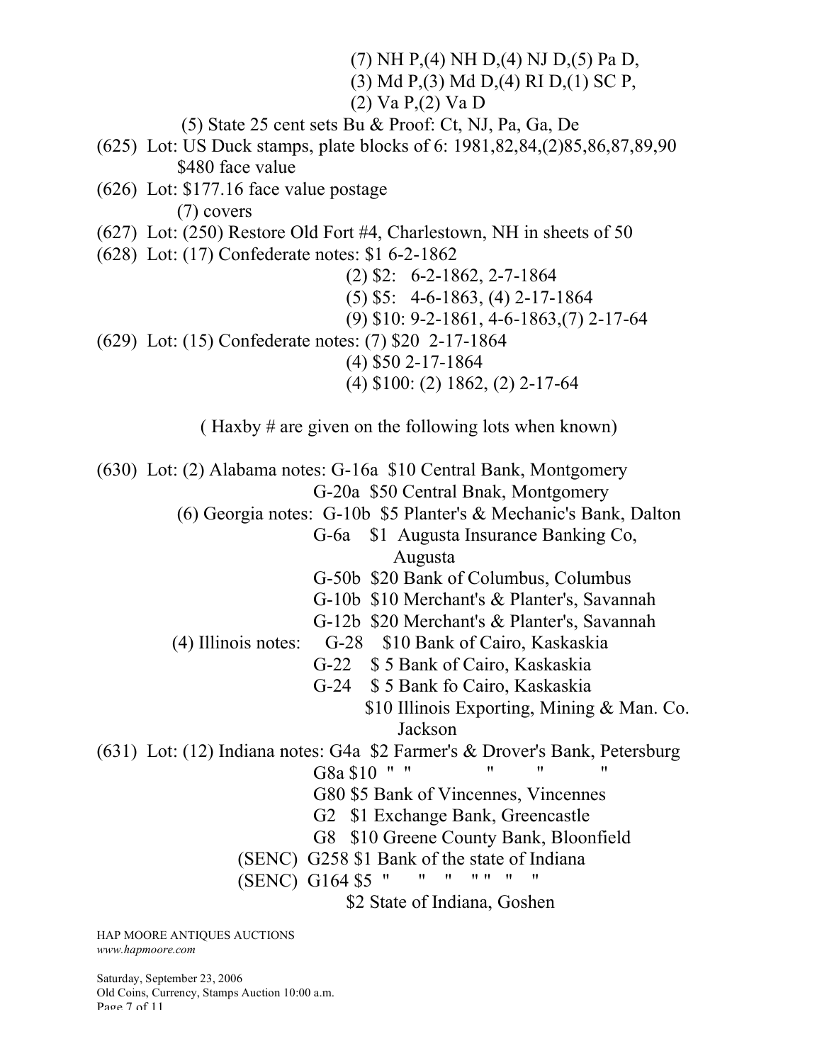(7) NH P,(4) NH D,(4) NJ D,(5) Pa D,
(3) Md P,(3) Md D,(4) RI D,(1) SC P,
(2) Va P,(2) Va D

(5) State 25 cent sets Bu & Proof: Ct, NJ, Pa, Ga, De

(625) Lot: US Duck stamps, plate blocks of 6: 1981,82,84,(2)85,86,87,89,90
$480 face value

(626) Lot: $177.16 face value postage
(7) covers

(627) Lot: (250) Restore Old Fort #4, Charlestown, NH in sheets of 50

(628) Lot: (17) Confederate notes: $1 6-2-1862
(2) $2: 6-2-1862, 2-7-1864
(5) $5: 4-6-1863, (4) 2-17-1864
(9) $10: 9-2-1861, 4-6-1863,(7) 2-17-64

(629) Lot: (15) Confederate notes: (7) $20 2-17-1864
(4) $50 2-17-1864
(4) $100: (2) 1862, (2) 2-17-64

( Haxby # are given on the following lots when known)

(630) Lot: (2) Alabama notes: G-16a $10 Central Bank, Montgomery
G-20a $50 Central Bnak, Montgomery
(6) Georgia notes: G-10b $5 Planter's & Mechanic's Bank, Dalton
G-6a $1 Augusta Insurance Banking Co, Augusta
G-50b $20 Bank of Columbus, Columbus
G-10b $10 Merchant's & Planter's, Savannah
G-12b $20 Merchant's & Planter's, Savannah
(4) Illinois notes: G-28 $10 Bank of Cairo, Kaskaskia
G-22 $ 5 Bank of Cairo, Kaskaskia
G-24 $ 5 Bank fo Cairo, Kaskaskia
$10 Illinois Exporting, Mining & Man. Co. Jackson

(631) Lot: (12) Indiana notes: G4a $2 Farmer's & Drover's Bank, Petersburg
G8a $10 " " " " "
G80 $5 Bank of Vincennes, Vincennes
G2 $1 Exchange Bank, Greencastle
G8 $10 Greene County Bank, Bloonfield
(SENC) G258 $1 Bank of the state of Indiana
(SENC) G164 $5 " " " " " " "
$2 State of Indiana, Goshen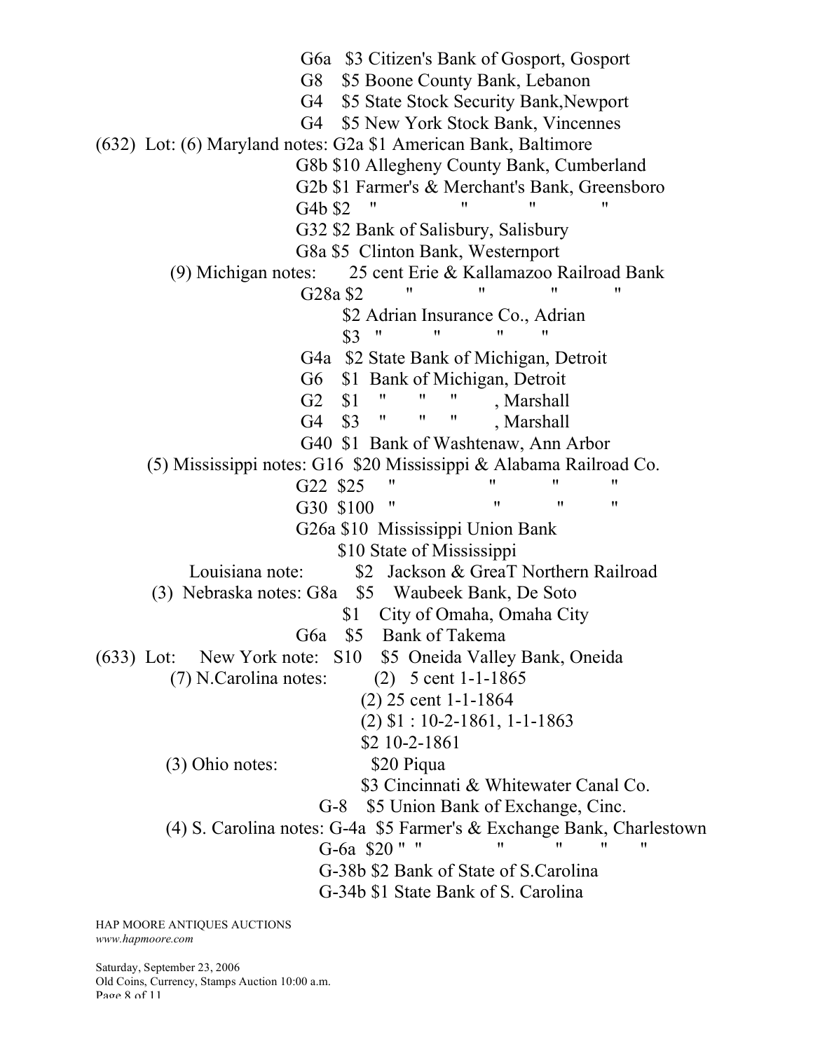G6a $3 Citizen's Bank of Gosport, Gosport
G8 $5 Boone County Bank, Lebanon
G4 $5 State Stock Security Bank,Newport
G4 $5 New York Stock Bank, Vincennes

(632) Lot: (6) Maryland notes: G2a $1 American Bank, Baltimore
G8b $10 Allegheny County Bank, Cumberland
G2b $1 Farmer's & Merchant's Bank, Greensboro
G4b $2 " " " "
G32 $2 Bank of Salisbury, Salisbury
G8a $5 Clinton Bank, Westernport

(9) Michigan notes: 25 cent Erie & Kallamazoo Railroad Bank
G28a $2 " " " "
$2 Adrian Insurance Co., Adrian
$3 " " " "
G4a $2 State Bank of Michigan, Detroit
G6 $1 Bank of Michigan, Detroit
G2 $1 " " " , Marshall
G4 $3 " " " , Marshall
G40 $1 Bank of Washtenaw, Ann Arbor

(5) Mississippi notes: G16 $20 Mississippi & Alabama Railroad Co.
G22 $25 " " " "
G30 $100 " " " "
G26a $10 Mississippi Union Bank
$10 State of Mississippi

Louisiana note: $2 Jackson & GreaT Northern Railroad

(3) Nebraska notes: G8a $5 Waubeek Bank, De Soto
$1 City of Omaha, Omaha City
G6a $5 Bank of Takema

(633) Lot: New York note: S10 $5 Oneida Valley Bank, Oneida

(7) N.Carolina notes: (2) 5 cent 1-1-1865
(2) 25 cent 1-1-1864
(2) $1 : 10-2-1861, 1-1-1863
$2 10-2-1861

(3) Ohio notes: $20 Piqua
$3 Cincinnati & Whitewater Canal Co.
G-8 $5 Union Bank of Exchange, Cinc.

(4) S. Carolina notes: G-4a $5 Farmer's & Exchange Bank, Charlestown
G-6a $20 " " " " " "
G-38b $2 Bank of State of S.Carolina
G-34b $1 State Bank of S. Carolina

HAP MOORE ANTIQUES AUCTIONS
*www.hapmoore.com*

Saturday, September 23, 2006
Old Coins, Currency, Stamps Auction 10:00 a.m.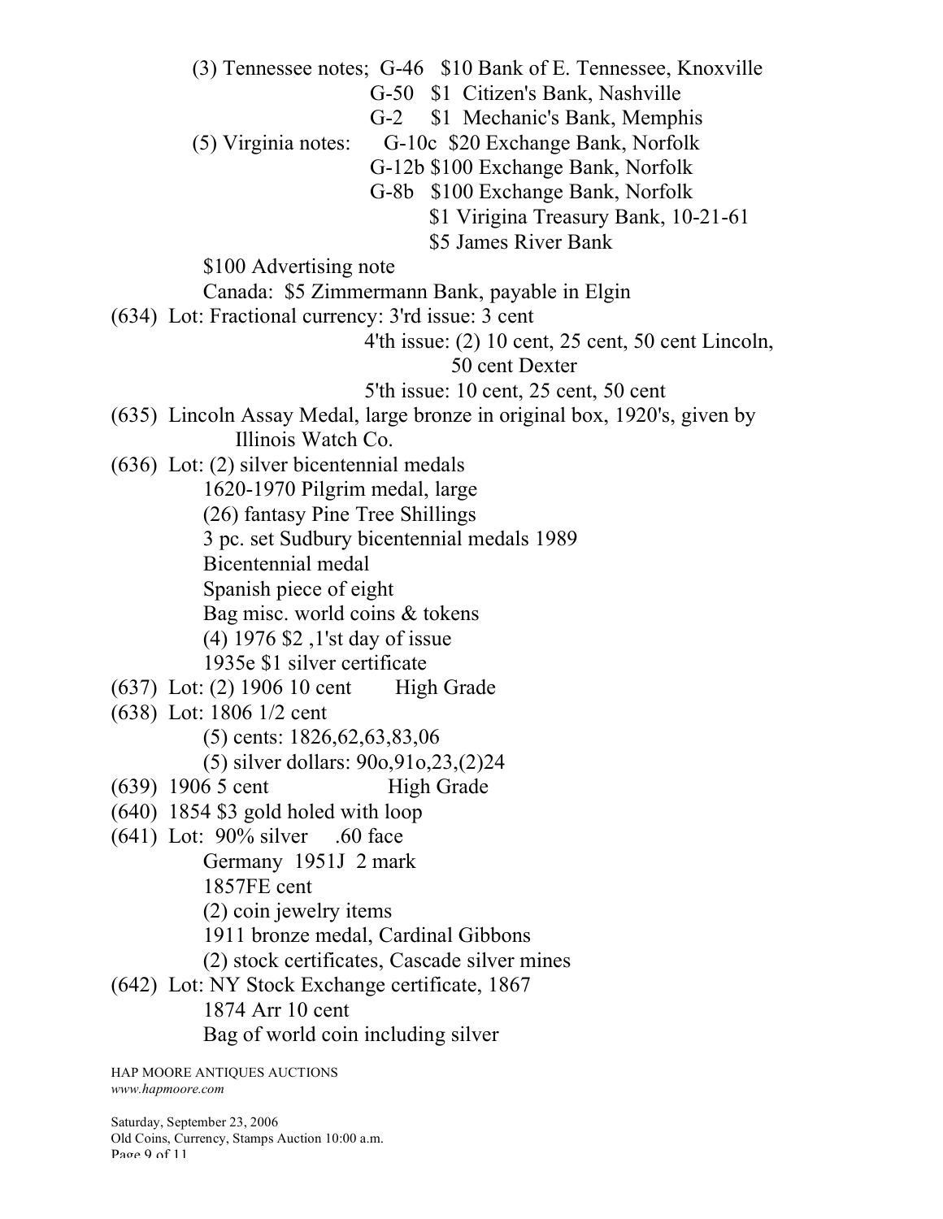(3) Tennessee notes; G-46 $10 Bank of E. Tennessee, Knoxville
G-50 $1 Citizen's Bank, Nashville
G-2 $1 Mechanic's Bank, Memphis

(5) Virginia notes: G-10c $20 Exchange Bank, Norfolk
G-12b $100 Exchange Bank, Norfolk
G-8b $100 Exchange Bank, Norfolk
$1 Virigina Treasury Bank, 10-21-61
$5 James River Bank

$100 Advertising note

Canada: $5 Zimmermann Bank, payable in Elgin

(634) Lot: Fractional currency: 3'rd issue: 3 cent
4'th issue: (2) 10 cent, 25 cent, 50 cent Lincoln, 50 cent Dexter
5'th issue: 10 cent, 25 cent, 50 cent

(635) Lincoln Assay Medal, large bronze in original box, 1920's, given by Illinois Watch Co.

(636) Lot: (2) silver bicentennial medals
1620-1970 Pilgrim medal, large
(26) fantasy Pine Tree Shillings
3 pc. set Sudbury bicentennial medals 1989
Bicentennial medal
Spanish piece of eight
Bag misc. world coins & tokens
(4) 1976 $2 ,1'st day of issue
1935e $1 silver certificate

(637) Lot: (2) 1906 10 cent High Grade

(638) Lot: 1806 1/2 cent
(5) cents: 1826,62,63,83,06
(5) silver dollars: 90o,91o,23,(2)24

(639) 1906 5 cent High Grade

(640) 1854 $3 gold holed with loop

(641) Lot: 90% silver .60 face
Germany 1951J 2 mark
1857FE cent
(2) coin jewelry items
1911 bronze medal, Cardinal Gibbons
(2) stock certificates, Cascade silver mines

(642) Lot: NY Stock Exchange certificate, 1867
1874 Arr 10 cent
Bag of world coin including silver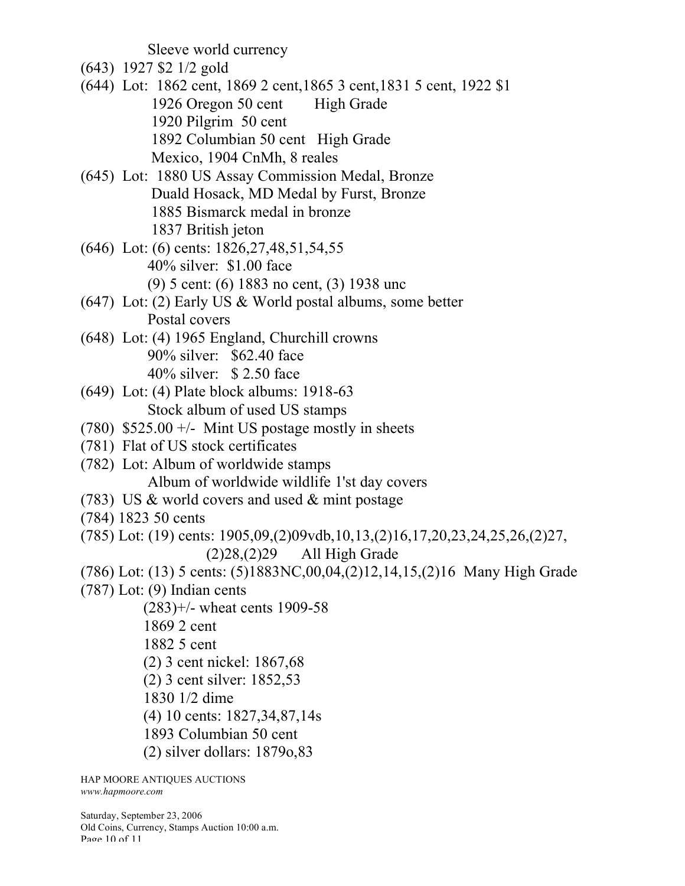Sleeve world currency

(643) 1927 $2 1/2 gold

(644) Lot: 1862 cent, 1869 2 cent,1865 3 cent,1831 5 cent, 1922 $1
 1926 Oregon 50 cent High Grade
 1920 Pilgrim 50 cent
 1892 Columbian 50 cent High Grade
 Mexico, 1904 CnMh, 8 reales

(645) Lot: 1880 US Assay Commission Medal, Bronze
 Duald Hosack, MD Medal by Furst, Bronze
 1885 Bismarck medal in bronze
 1837 British jeton

(646) Lot: (6) cents: 1826,27,48,51,54,55
 40% silver: $1.00 face
 (9) 5 cent: (6) 1883 no cent, (3) 1938 unc

(647) Lot: (2) Early US & World postal albums, some better
 Postal covers

(648) Lot: (4) 1965 England, Churchill crowns
 90% silver: $62.40 face
 40% silver: $ 2.50 face

(649) Lot: (4) Plate block albums: 1918-63
 Stock album of used US stamps

(780) $525.00 +/- Mint US postage mostly in sheets

(781) Flat of US stock certificates

(782) Lot: Album of worldwide stamps
 Album of worldwide wildlife 1'st day covers

(783) US & world covers and used & mint postage

(784) 1823 50 cents

(785) Lot: (19) cents: 1905,09,(2)09vdb,10,13,(2)16,17,20,23,24,25,26,(2)27,
 (2)28,(2)29 All High Grade

(786) Lot: (13) 5 cents: (5)1883NC,00,04,(2)12,14,15,(2)16 Many High Grade

(787) Lot: (9) Indian cents
 (283)+/- wheat cents 1909-58
 1869 2 cent
 1882 5 cent
 (2) 3 cent nickel: 1867,68
 (2) 3 cent silver: 1852,53
 1830 1/2 dime
 (4) 10 cents: 1827,34,87,14s
 1893 Columbian 50 cent
 (2) silver dollars: 1879o,83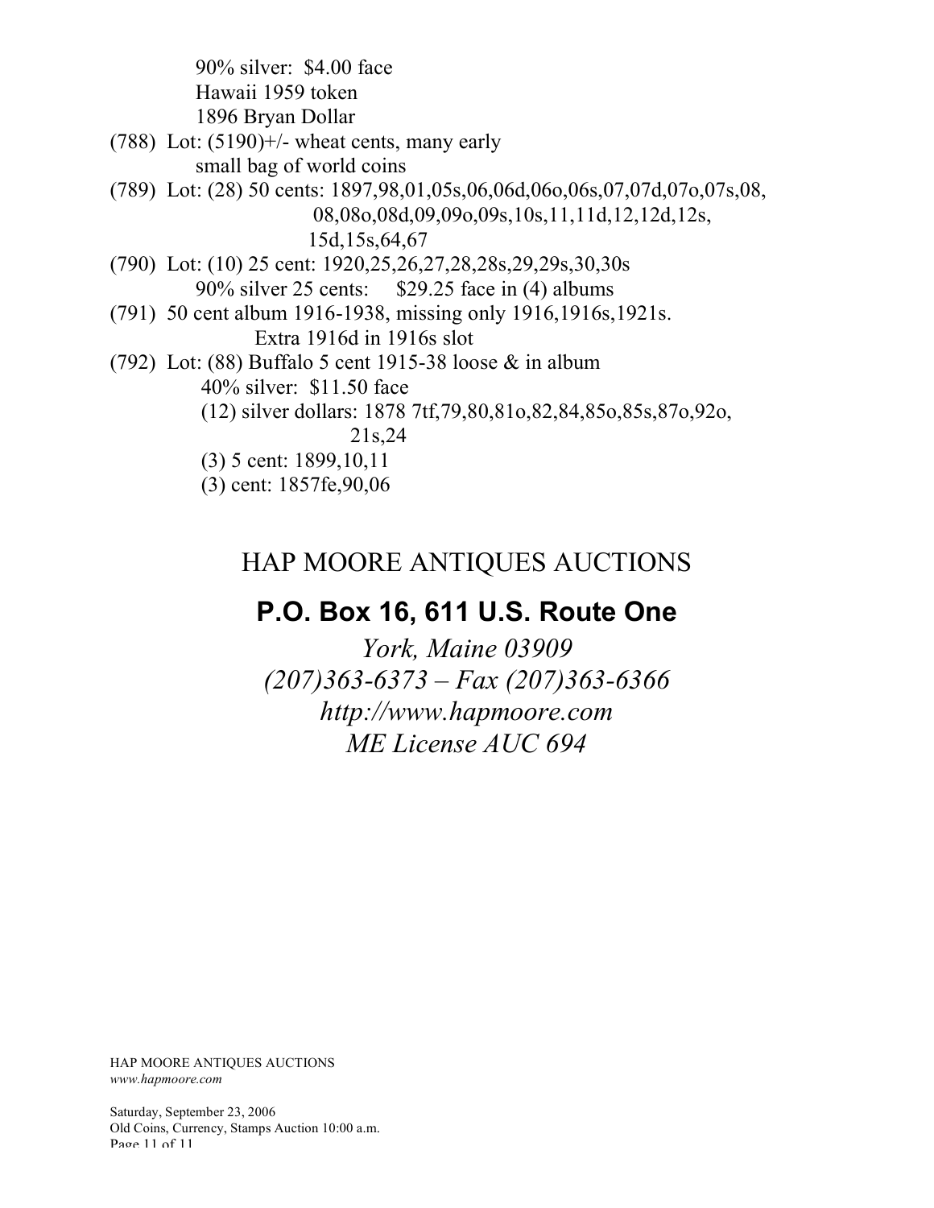90% silver: $4.00 face
Hawaii 1959 token
1896 Bryan Dollar

(788) Lot: (5190)+/- wheat cents, many early
small bag of world coins

(789) Lot: (28) 50 cents: 1897,98,01,05s,06,06d,06o,06s,07,07d,07o,07s,08, 08,08o,08d,09,09o,09s,10s,11,11d,12,12d,12s, 15d,15s,64,67

(790) Lot: (10) 25 cent: 1920,25,26,27,28,28s,29,29s,30,30s
90% silver 25 cents: $29.25 face in (4) albums

(791) 50 cent album 1916-1938, missing only 1916,1916s,1921s.
Extra 1916d in 1916s slot

(792) Lot: (88) Buffalo 5 cent 1915-38 loose & in album
40% silver: $11.50 face
(12) silver dollars: 1878 7tf,79,80,81o,82,84,85o,85s,87o,92o, 21s,24
(3) 5 cent: 1899,10,11
(3) cent: 1857fe,90,06

## HAP MOORE ANTIQUES AUCTIONS

## **P.O. Box 16, 611 U.S. Route One**

*York, Maine 03909*
*(207)363-6373 – Fax (207)363-6366*
*http://www.hapmoore.com*
*ME License AUC 694*